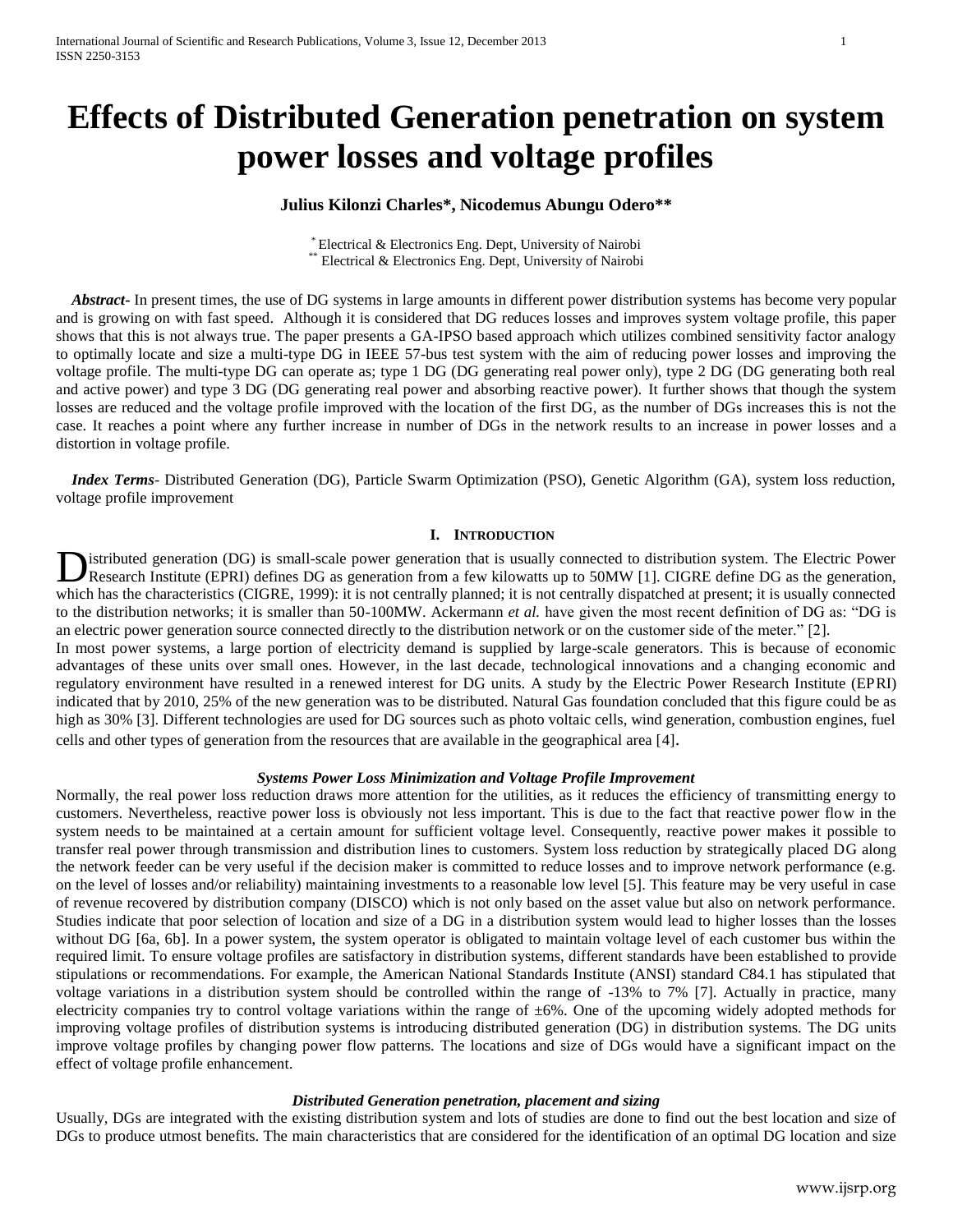# Effects of Distributed Generation penetration on system power losses and voltage profiles

**Julius Kilonzi Charles\*, Nicodemus Abungu Odero\*\***

\* Electrical & Electronics Eng. Dept, University of Nairobi
\*\* Electrical & Electronics Eng. Dept, University of Nairobi

***Abstract***- In present times, the use of DG systems in large amounts in different power distribution systems has become very popular and is growing on with fast speed. Although it is considered that DG reduces losses and improves system voltage profile, this paper shows that this is not always true. The paper presents a GA-IPSO based approach which utilizes combined sensitivity factor analogy to optimally locate and size a multi-type DG in IEEE 57-bus test system with the aim of reducing power losses and improving the voltage profile. The multi-type DG can operate as; type 1 DG (DG generating real power only), type 2 DG (DG generating both real and active power) and type 3 DG (DG generating real power and absorbing reactive power). It further shows that though the system losses are reduced and the voltage profile improved with the location of the first DG, as the number of DGs increases this is not the case. It reaches a point where any further increase in number of DGs in the network results to an increase in power losses and a distortion in voltage profile.

***Index Terms***- Distributed Generation (DG), Particle Swarm Optimization (PSO), Genetic Algorithm (GA), system loss reduction, voltage profile improvement

## I. Introduction

Distributed generation (DG) is small-scale power generation that is usually connected to distribution system. The Electric Power Research Institute (EPRI) defines DG as generation from a few kilowatts up to 50MW [1]. CIGRE define DG as the generation, which has the characteristics (CIGRE, 1999): it is not centrally planned; it is not centrally dispatched at present; it is usually connected to the distribution networks; it is smaller than 50-100MW. Ackermann *et al.* have given the most recent definition of DG as: "DG is an electric power generation source connected directly to the distribution network or on the customer side of the meter." [2].

In most power systems, a large portion of electricity demand is supplied by large-scale generators. This is because of economic advantages of these units over small ones. However, in the last decade, technological innovations and a changing economic and regulatory environment have resulted in a renewed interest for DG units. A study by the Electric Power Research Institute (EPRI) indicated that by 2010, 25% of the new generation was to be distributed. Natural Gas foundation concluded that this figure could be as high as 30% [3]. Different technologies are used for DG sources such as photo voltaic cells, wind generation, combustion engines, fuel cells and other types of generation from the resources that are available in the geographical area [4].

### *Systems Power Loss Minimization and Voltage Profile Improvement*

Normally, the real power loss reduction draws more attention for the utilities, as it reduces the efficiency of transmitting energy to customers. Nevertheless, reactive power loss is obviously not less important. This is due to the fact that reactive power flow in the system needs to be maintained at a certain amount for sufficient voltage level. Consequently, reactive power makes it possible to transfer real power through transmission and distribution lines to customers. System loss reduction by strategically placed DG along the network feeder can be very useful if the decision maker is committed to reduce losses and to improve network performance (e.g. on the level of losses and/or reliability) maintaining investments to a reasonable low level [5]. This feature may be very useful in case of revenue recovered by distribution company (DISCO) which is not only based on the asset value but also on network performance. Studies indicate that poor selection of location and size of a DG in a distribution system would lead to higher losses than the losses without DG [6a, 6b]. In a power system, the system operator is obligated to maintain voltage level of each customer bus within the required limit. To ensure voltage profiles are satisfactory in distribution systems, different standards have been established to provide stipulations or recommendations. For example, the American National Standards Institute (ANSI) standard C84.1 has stipulated that voltage variations in a distribution system should be controlled within the range of -13% to 7% [7]. Actually in practice, many electricity companies try to control voltage variations within the range of ±6%. One of the upcoming widely adopted methods for improving voltage profiles of distribution systems is introducing distributed generation (DG) in distribution systems. The DG units improve voltage profiles by changing power flow patterns. The locations and size of DGs would have a significant impact on the effect of voltage profile enhancement.

### *Distributed Generation penetration, placement and sizing*

Usually, DGs are integrated with the existing distribution system and lots of studies are done to find out the best location and size of DGs to produce utmost benefits. The main characteristics that are considered for the identification of an optimal DG location and size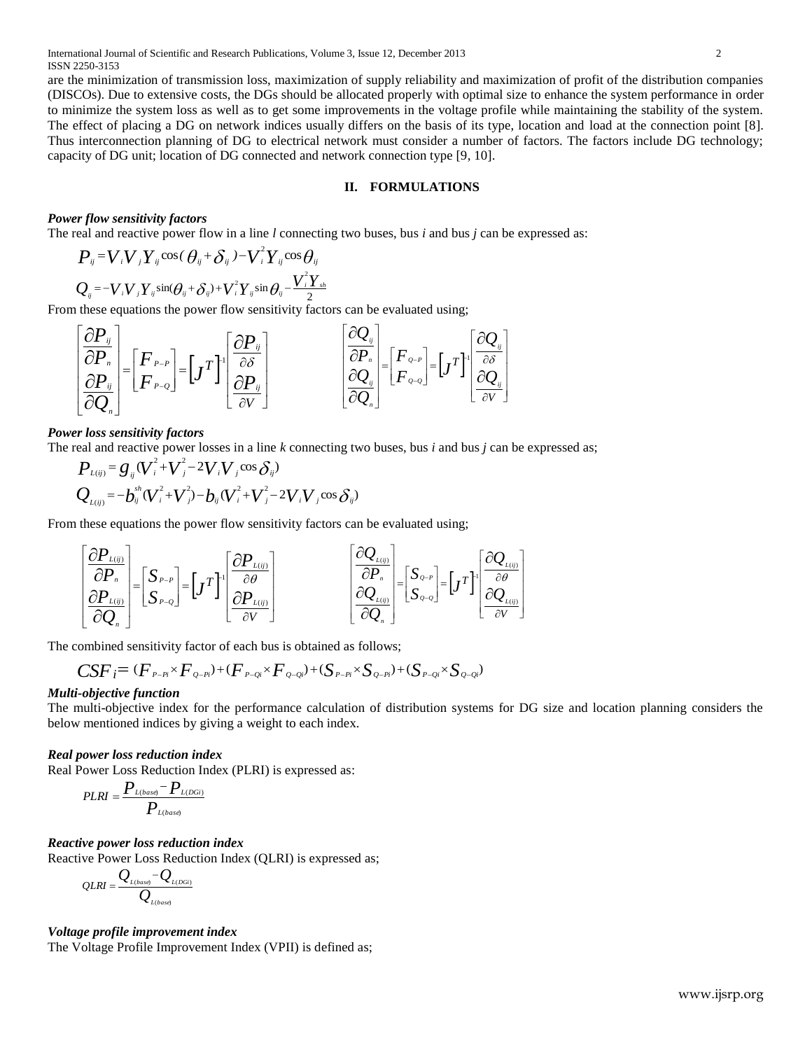are the minimization of transmission loss, maximization of supply reliability and maximization of profit of the distribution companies (DISCOs). Due to extensive costs, the DGs should be allocated properly with optimal size to enhance the system performance in order to minimize the system loss as well as to get some improvements in the voltage profile while maintaining the stability of the system. The effect of placing a DG on network indices usually differs on the basis of its type, location and load at the connection point [8]. Thus interconnection planning of DG to electrical network must consider a number of factors. The factors include DG technology; capacity of DG unit; location of DG connected and network connection type [9, 10].

## II. FORMULATIONS

***Power flow sensitivity factors***

The real and reactive power flow in a line *l* connecting two buses, bus *i* and bus *j* can be expressed as:

$$P_{ij} = V_i V_j Y_{ij} \cos(\theta_{ij} + \delta_{ij}) - V_i^2 Y_{ij} \cos\theta_{ij}$$

$$Q_{ij} = -V_i V_j Y_{ij} \sin(\theta_{ij} + \delta_{ij}) + V_i^2 Y_{ij} \sin\theta_{ij} - \frac{V_i^2 Y_{sh}}{2}$$

From these equations the power flow sensitivity factors can be evaluated using;

$$\begin{bmatrix} \frac{\partial P_{ij}}{\partial P_n} \\ \frac{\partial P_{ij}}{\partial Q_n} \end{bmatrix} = \begin{bmatrix} F_{P-P} \\ F_{P-Q} \end{bmatrix} = \left[J^T\right]^{-1} \begin{bmatrix} \frac{\partial P_{ij}}{\partial \delta} \\ \frac{\partial P_{ij}}{\partial V} \end{bmatrix} \qquad \begin{bmatrix} \frac{\partial Q_{ij}}{\partial P_n} \\ \frac{\partial Q_{ij}}{\partial Q_n} \end{bmatrix} = \begin{bmatrix} F_{Q-P} \\ F_{Q-Q} \end{bmatrix} = \left[J^T\right]^{-1} \begin{bmatrix} \frac{\partial Q_{ij}}{\partial \delta} \\ \frac{\partial Q_{ij}}{\partial V} \end{bmatrix}$$

***Power loss sensitivity factors***

The real and reactive power losses in a line *k* connecting two buses, bus *i* and bus *j* can be expressed as;

$$P_{L(ij)} = g_{ij}(V_i^2 + V_j^2 - 2V_i V_j \cos\delta_{ij})$$

$$Q_{L(ij)} = -b_{ij}^{sh}(V_i^2 + V_j^2) - b_{ij}(V_i^2 + V_j^2 - 2V_i V_j \cos\delta_{ij})$$

From these equations the power flow sensitivity factors can be evaluated using;

$$\begin{bmatrix} \frac{\partial P_{L(ij)}}{\partial P_n} \\ \frac{\partial P_{L(ij)}}{\partial Q_n} \end{bmatrix} = \begin{bmatrix} S_{P-P} \\ S_{P-Q} \end{bmatrix} = \left[J^T\right]^{-1} \begin{bmatrix} \frac{\partial P_{L(ij)}}{\partial \theta} \\ \frac{\partial P_{L(ij)}}{\partial V} \end{bmatrix} \qquad \begin{bmatrix} \frac{\partial Q_{L(ij)}}{\partial P_n} \\ \frac{\partial Q_{L(ij)}}{\partial Q_n} \end{bmatrix} = \begin{bmatrix} S_{Q-P} \\ S_{Q-Q} \end{bmatrix} = \left[J^T\right]^{-1} \begin{bmatrix} \frac{\partial Q_{L(ij)}}{\partial \theta} \\ \frac{\partial Q_{L(ij)}}{\partial V} \end{bmatrix}$$

The combined sensitivity factor of each bus is obtained as follows;

$$CSF_i = (F_{P-Pi} \times F_{Q-Pi}) + (F_{P-Qi} \times F_{Q-Qi}) + (S_{P-Pi} \times S_{Q-Pi}) + (S_{P-Qi} \times S_{Q-Qi})$$

***Multi-objective function***

The multi-objective index for the performance calculation of distribution systems for DG size and location planning considers the below mentioned indices by giving a weight to each index.

***Real power loss reduction index***

Real Power Loss Reduction Index (PLRI) is expressed as:

$$PLRI = \frac{P_{L(base)} - P_{L(DGi)}}{P_{L(base)}}$$

***Reactive power loss reduction index***

Reactive Power Loss Reduction Index (QLRI) is expressed as;

$$QLRI = \frac{Q_{L(base)} - Q_{L(DGi)}}{Q_{L(base)}}$$

***Voltage profile improvement index***

The Voltage Profile Improvement Index (VPII) is defined as;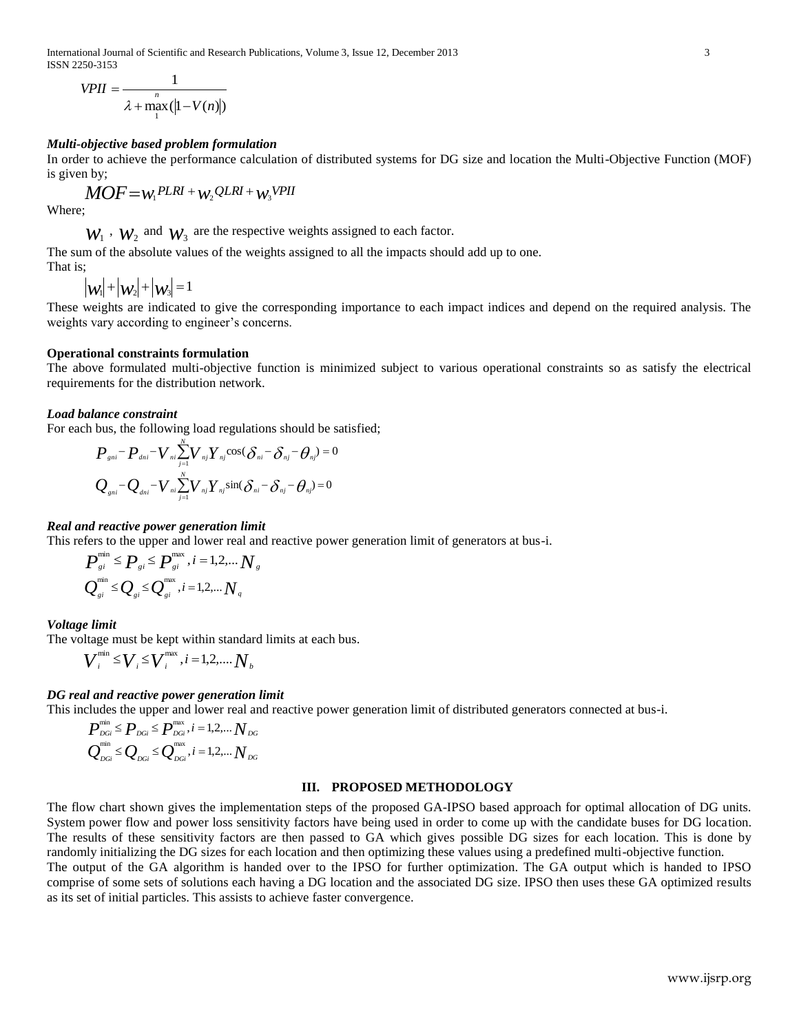$$VPII = \frac{1}{\lambda + \max_{1}^{n}(|1 - V(n)|)}$$

***Multi-objective based problem formulation***

In order to achieve the performance calculation of distributed systems for DG size and location the Multi-Objective Function (MOF) is given by;

$$MOF = w_1^{PLRI} + w_2^{QLRI} + w_3^{VPII}$$

Where;

$w_1$ , $w_2$ and $w_3$ are the respective weights assigned to each factor.

The sum of the absolute values of the weights assigned to all the impacts should add up to one.

That is;

$$|w_1| + |w_2| + |w_3| = 1$$

These weights are indicated to give the corresponding importance to each impact indices and depend on the required analysis. The weights vary according to engineer's concerns.

**Operational constraints formulation**

The above formulated multi-objective function is minimized subject to various operational constraints so as satisfy the electrical requirements for the distribution network.

***Load balance constraint***

For each bus, the following load regulations should be satisfied;

$$P_{gni} - P_{dni} - V_{ni} \sum_{j=1}^{N} V_{nj} Y_{nj} \cos(\delta_{ni} - \delta_{nj} - \theta_{nj}) = 0$$

$$Q_{gni} - Q_{dni} - V_{ni} \sum_{j=1}^{N} V_{nj} Y_{nj} \sin(\delta_{ni} - \delta_{nj} - \theta_{nj}) = 0$$

***Real and reactive power generation limit***

This refers to the upper and lower real and reactive power generation limit of generators at bus-i.

$$P_{gi}^{\min} \le P_{gi} \le P_{gi}^{\max}, i = 1,2,\dots N_g$$

$$Q_{gi}^{\min} \le Q_{gi} \le Q_{gi}^{\max}, i = 1,2,\dots N_q$$

***Voltage limit***

The voltage must be kept within standard limits at each bus.

$$V_i^{\min} \le V_i \le V_i^{\max}, i = 1,2,\dots. N_b$$

***DG real and reactive power generation limit***

This includes the upper and lower real and reactive power generation limit of distributed generators connected at bus-i.

$$P_{DGi}^{\min} \le P_{DGi} \le P_{DGi}^{\max}, i = 1,2,\dots N_{DG}$$

$$Q_{DGi}^{\min} \le Q_{DGi} \le Q_{DGi}^{\max}, i = 1,2,\dots N_{DG}$$

## III. PROPOSED METHODOLOGY

The flow chart shown gives the implementation steps of the proposed GA-IPSO based approach for optimal allocation of DG units. System power flow and power loss sensitivity factors have being used in order to come up with the candidate buses for DG location. The results of these sensitivity factors are then passed to GA which gives possible DG sizes for each location. This is done by randomly initializing the DG sizes for each location and then optimizing these values using a predefined multi-objective function.

The output of the GA algorithm is handed over to the IPSO for further optimization. The GA output which is handed to IPSO comprise of some sets of solutions each having a DG location and the associated DG size. IPSO then uses these GA optimized results as its set of initial particles. This assists to achieve faster convergence.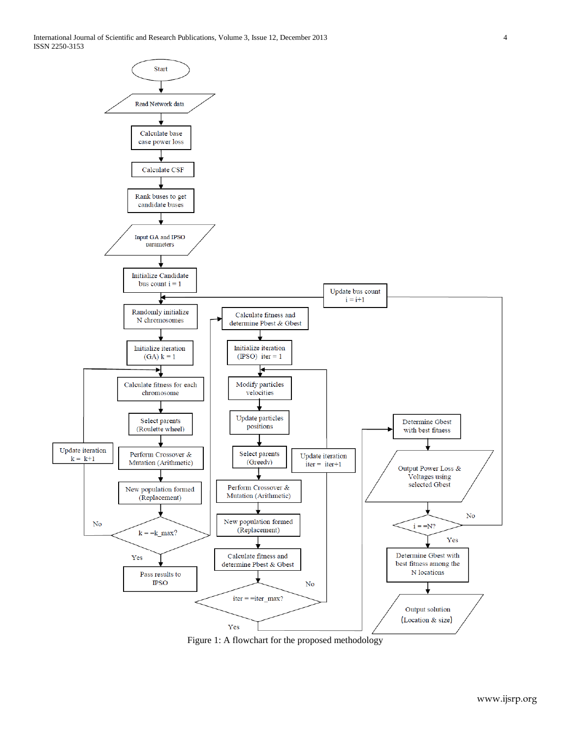Start

Read Network data

Calculate base case power loss

Calculate CSF

Rank buses to get candidate buses

Input GA and IPSO parameters

Initialize Candidate bus count i = 1

Randomly initialize N chromosomes

Initialize iteration (GA) k = 1

Calculate fitness for each chromosome

Select parents (Roulette wheel)

Perform Crossover & Mutation (Arithmetic)

New population formed (Replacement)

k = =k_max?

No → Update iteration k = k+1

Yes → Pass results to IPSO

Calculate fitness and determine Pbest & Gbest

Initialize iteration (IPSO) iter = 1

Modify particles velocities

Update particles positions

Select parents (Greedy)

Perform Crossover & Mutation (Arithmetic)

New population formed (Replacement)

Calculate fitness and determine Pbest & Gbest

iter = =iter_max?

No → Update iteration iter = iter+1

Yes → Determine Gbest with best fitness

Output Power Loss & Voltages using selected Gbest

i = =N?

No → Update bus count i = i+1

Yes → Determine Gbest with best fitness among the N locations

Output solution (Location & size)

Figure 1: A flowchart for the proposed methodology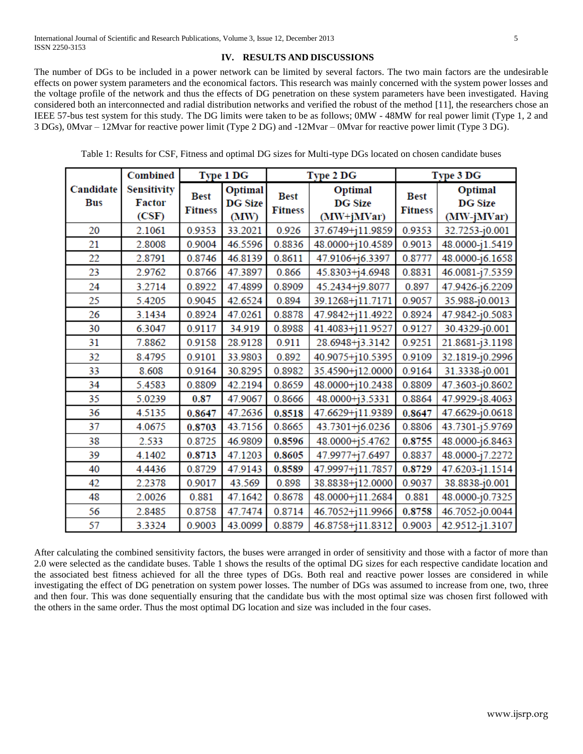## IV. RESULTS AND DISCUSSIONS

The number of DGs to be included in a power network can be limited by several factors. The two main factors are the undesirable effects on power system parameters and the economical factors. This research was mainly concerned with the system power losses and the voltage profile of the network and thus the effects of DG penetration on these system parameters have been investigated. Having considered both an interconnected and radial distribution networks and verified the robust of the method [11], the researchers chose an IEEE 57-bus test system for this study. The DG limits were taken to be as follows; 0MW - 48MW for real power limit (Type 1, 2 and 3 DGs), 0Mvar – 12Mvar for reactive power limit (Type 2 DG) and -12Mvar – 0Mvar for reactive power limit (Type 3 DG).

Table 1: Results for CSF, Fitness and optimal DG sizes for Multi-type DGs located on chosen candidate buses

| Candidate Bus | Combined Sensitivity Factor (CSF) | Type 1 DG | | Type 2 DG | | Type 3 DG | |
|---|---|---|---|---|---|---|---|
| | | Best Fitness | Optimal DG Size (MW) | Best Fitness | Optimal DG Size (MW+jMVar) | Best Fitness | Optimal DG Size (MW-jMVar) |
| 20 | 2.1061 | 0.9353 | 33.2021 | 0.926 | 37.6749+j11.9859 | 0.9353 | 32.7253-j0.001 |
| 21 | 2.8008 | 0.9004 | 46.5596 | 0.8836 | 48.0000+j10.4589 | 0.9013 | 48.0000-j1.5419 |
| 22 | 2.8791 | 0.8746 | 46.8139 | 0.8611 | 47.9106+j6.3397 | 0.8777 | 48.0000-j6.1658 |
| 23 | 2.9762 | 0.8766 | 47.3897 | 0.866 | 45.8303+j4.6948 | 0.8831 | 46.0081-j7.5359 |
| 24 | 3.2714 | 0.8922 | 47.4899 | 0.8909 | 45.2434+j9.8077 | 0.897 | 47.9426-j6.2209 |
| 25 | 5.4205 | 0.9045 | 42.6524 | 0.894 | 39.1268+j11.7171 | 0.9057 | 35.988-j0.0013 |
| 26 | 3.1434 | 0.8924 | 47.0261 | 0.8878 | 47.9842+j11.4922 | 0.8924 | 47.9842-j0.5083 |
| 30 | 6.3047 | 0.9117 | 34.919 | 0.8988 | 41.4083+j11.9527 | 0.9127 | 30.4329-j0.001 |
| 31 | 7.8862 | 0.9158 | 28.9128 | 0.911 | 28.6948+j3.3142 | 0.9251 | 21.8681-j3.1198 |
| 32 | 8.4795 | 0.9101 | 33.9803 | 0.892 | 40.9075+j10.5395 | 0.9109 | 32.1819-j0.2996 |
| 33 | 8.608 | 0.9164 | 30.8295 | 0.8982 | 35.4590+j12.0000 | 0.9164 | 31.3338-j0.001 |
| 34 | 5.4583 | 0.8809 | 42.2194 | 0.8659 | 48.0000+j10.2438 | 0.8809 | 47.3603-j0.8602 |
| 35 | 5.0239 | **0.87** | 47.9067 | 0.8666 | 48.0000+j3.5331 | 0.8864 | 47.9929-j8.4063 |
| 36 | 4.5135 | **0.8647** | 47.2636 | **0.8518** | 47.6629+j11.9389 | **0.8647** | 47.6629-j0.0618 |
| 37 | 4.0675 | **0.8703** | 43.7156 | 0.8665 | 43.7301+j6.0236 | 0.8806 | 43.7301-j5.9769 |
| 38 | 2.533 | 0.8725 | 46.9809 | **0.8596** | 48.0000+j5.4762 | **0.8755** | 48.0000-j6.8463 |
| 39 | 4.1402 | **0.8713** | 47.1203 | **0.8605** | 47.9977+j7.6497 | 0.8837 | 48.0000-j7.2272 |
| 40 | 4.4436 | 0.8729 | 47.9143 | **0.8589** | 47.9997+j11.7857 | **0.8729** | 47.6203-j1.1514 |
| 42 | 2.2378 | 0.9017 | 43.569 | 0.898 | 38.8838+j12.0000 | 0.9037 | 38.8838-j0.001 |
| 48 | 2.0026 | 0.881 | 47.1642 | 0.8678 | 48.0000+j11.2684 | 0.881 | 48.0000-j0.7325 |
| 56 | 2.8485 | 0.8758 | 47.7474 | 0.8714 | 46.7052+j11.9966 | **0.8758** | 46.7052-j0.0044 |
| 57 | 3.3324 | 0.9003 | 43.0099 | 0.8879 | 46.8758+j11.8312 | 0.9003 | 42.9512-j1.3107 |

After calculating the combined sensitivity factors, the buses were arranged in order of sensitivity and those with a factor of more than 2.0 were selected as the candidate buses. Table 1 shows the results of the optimal DG sizes for each respective candidate location and the associated best fitness achieved for all the three types of DGs. Both real and reactive power losses are considered in while investigating the effect of DG penetration on system power losses. The number of DGs was assumed to increase from one, two, three and then four. This was done sequentially ensuring that the candidate bus with the most optimal size was chosen first followed with the others in the same order. Thus the most optimal DG location and size was included in the four cases.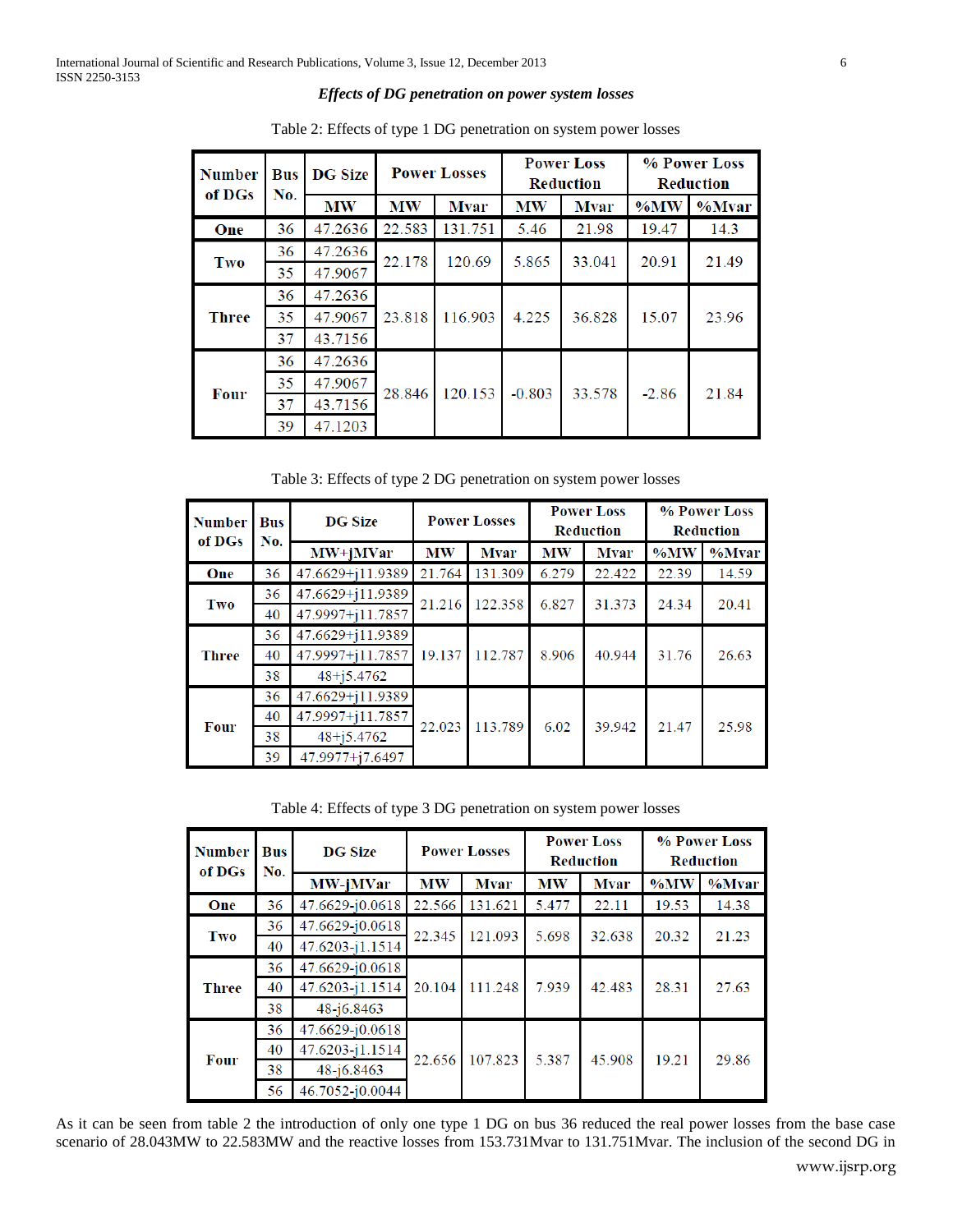***Effects of DG penetration on power system losses***

Table 2: Effects of type 1 DG penetration on system power losses

| Number of DGs | Bus No. | DG Size | Power Losses | | Power Loss Reduction | | % Power Loss Reduction | |
|---|---|---|---|---|---|---|---|---|
| | | MW | MW | Mvar | MW | Mvar | %MW | %Mvar |
| One | 36 | 47.2636 | 22.583 | 131.751 | 5.46 | 21.98 | 19.47 | 14.3 |
| Two | 36 | 47.2636 | 22.178 | 120.69 | 5.865 | 33.041 | 20.91 | 21.49 |
| | 35 | 47.9067 | | | | | | |
| Three | 36 | 47.2636 | 23.818 | 116.903 | 4.225 | 36.828 | 15.07 | 23.96 |
| | 35 | 47.9067 | | | | | | |
| | 37 | 43.7156 | | | | | | |
| Four | 36 | 47.2636 | 28.846 | 120.153 | -0.803 | 33.578 | -2.86 | 21.84 |
| | 35 | 47.9067 | | | | | | |
| | 37 | 43.7156 | | | | | | |
| | 39 | 47.1203 | | | | | | |

Table 3: Effects of type 2 DG penetration on system power losses

| Number of DGs | Bus No. | DG Size | Power Losses | | Power Loss Reduction | | % Power Loss Reduction | |
|---|---|---|---|---|---|---|---|---|
| | | MW+jMVar | MW | Mvar | MW | Mvar | %MW | %Mvar |
| One | 36 | 47.6629+j11.9389 | 21.764 | 131.309 | 6.279 | 22.422 | 22.39 | 14.59 |
| Two | 36 | 47.6629+j11.9389 | 21.216 | 122.358 | 6.827 | 31.373 | 24.34 | 20.41 |
| | 40 | 47.9997+j11.7857 | | | | | | |
| Three | 36 | 47.6629+j11.9389 | 19.137 | 112.787 | 8.906 | 40.944 | 31.76 | 26.63 |
| | 40 | 47.9997+j11.7857 | | | | | | |
| | 38 | 48+j5.4762 | | | | | | |
| Four | 36 | 47.6629+j11.9389 | 22.023 | 113.789 | 6.02 | 39.942 | 21.47 | 25.98 |
| | 40 | 47.9997+j11.7857 | | | | | | |
| | 38 | 48+j5.4762 | | | | | | |
| | 39 | 47.9977+j7.6497 | | | | | | |

Table 4: Effects of type 3 DG penetration on system power losses

| Number of DGs | Bus No. | DG Size | Power Losses | | Power Loss Reduction | | % Power Loss Reduction | |
|---|---|---|---|---|---|---|---|---|
| | | MW-jMVar | MW | Mvar | MW | Mvar | %MW | %Mvar |
| One | 36 | 47.6629-j0.0618 | 22.566 | 131.621 | 5.477 | 22.11 | 19.53 | 14.38 |
| Two | 36 | 47.6629-j0.0618 | 22.345 | 121.093 | 5.698 | 32.638 | 20.32 | 21.23 |
| | 40 | 47.6203-j1.1514 | | | | | | |
| Three | 36 | 47.6629-j0.0618 | 20.104 | 111.248 | 7.939 | 42.483 | 28.31 | 27.63 |
| | 40 | 47.6203-j1.1514 | | | | | | |
| | 38 | 48-j6.8463 | | | | | | |
| Four | 36 | 47.6629-j0.0618 | 22.656 | 107.823 | 5.387 | 45.908 | 19.21 | 29.86 |
| | 40 | 47.6203-j1.1514 | | | | | | |
| | 38 | 48-j6.8463 | | | | | | |
| | 56 | 46.7052-j0.0044 | | | | | | |

As it can be seen from table 2 the introduction of only one type 1 DG on bus 36 reduced the real power losses from the base case scenario of 28.043MW to 22.583MW and the reactive losses from 153.731Mvar to 131.751Mvar. The inclusion of the second DG in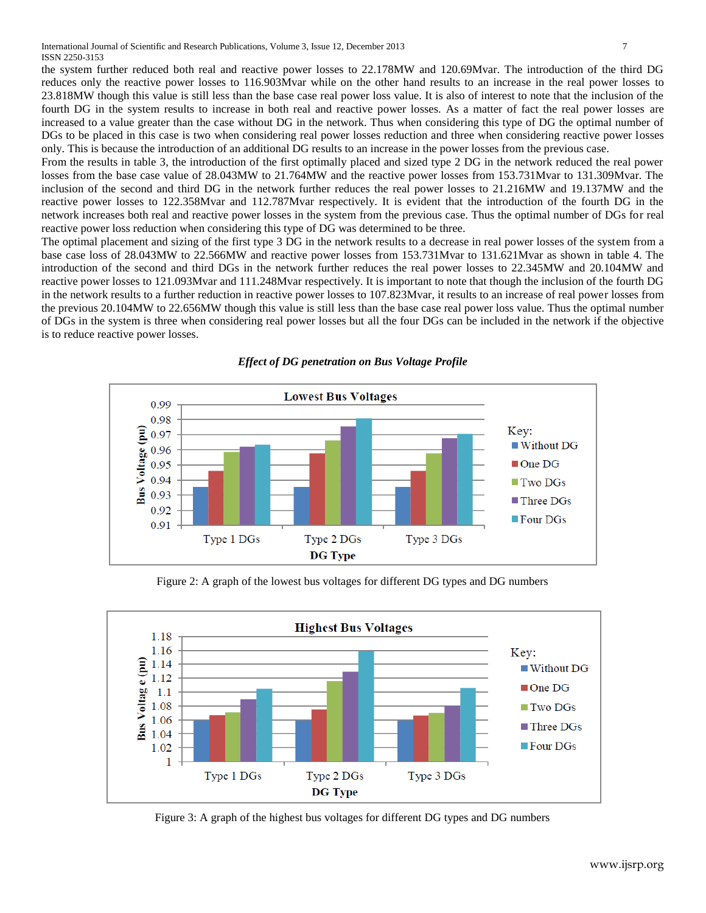the system further reduced both real and reactive power losses to 22.178MW and 120.69Mvar. The introduction of the third DG reduces only the reactive power losses to 116.903Mvar while on the other hand results to an increase in the real power losses to 23.818MW though this value is still less than the base case real power loss value. It is also of interest to note that the inclusion of the fourth DG in the system results to increase in both real and reactive power losses. As a matter of fact the real power losses are increased to a value greater than the case without DG in the network. Thus when considering this type of DG the optimal number of DGs to be placed in this case is two when considering real power losses reduction and three when considering reactive power losses only. This is because the introduction of an additional DG results to an increase in the power losses from the previous case.

From the results in table 3, the introduction of the first optimally placed and sized type 2 DG in the network reduced the real power losses from the base case value of 28.043MW to 21.764MW and the reactive power losses from 153.731Mvar to 131.309Mvar. The inclusion of the second and third DG in the network further reduces the real power losses to 21.216MW and 19.137MW and the reactive power losses to 122.358Mvar and 112.787Mvar respectively. It is evident that the introduction of the fourth DG in the network increases both real and reactive power losses in the system from the previous case. Thus the optimal number of DGs for real reactive power loss reduction when considering this type of DG was determined to be three.

The optimal placement and sizing of the first type 3 DG in the network results to a decrease in real power losses of the system from a base case loss of 28.043MW to 22.566MW and reactive power losses from 153.731Mvar to 131.621Mvar as shown in table 4. The introduction of the second and third DGs in the network further reduces the real power losses to 22.345MW and 20.104MW and reactive power losses to 121.093Mvar and 111.248Mvar respectively. It is important to note that though the inclusion of the fourth DG in the network results to a further reduction in reactive power losses to 107.823Mvar, it results to an increase of real power losses from the previous 20.104MW to 22.656MW though this value is still less than the base case real power loss value. Thus the optimal number of DGs in the system is three when considering real power losses but all the four DGs can be included in the network if the objective is to reduce reactive power losses.

### *Effect of DG penetration on Bus Voltage Profile*

Figure 2: A graph of the lowest bus voltages for different DG types and DG numbers

Figure 3: A graph of the highest bus voltages for different DG types and DG numbers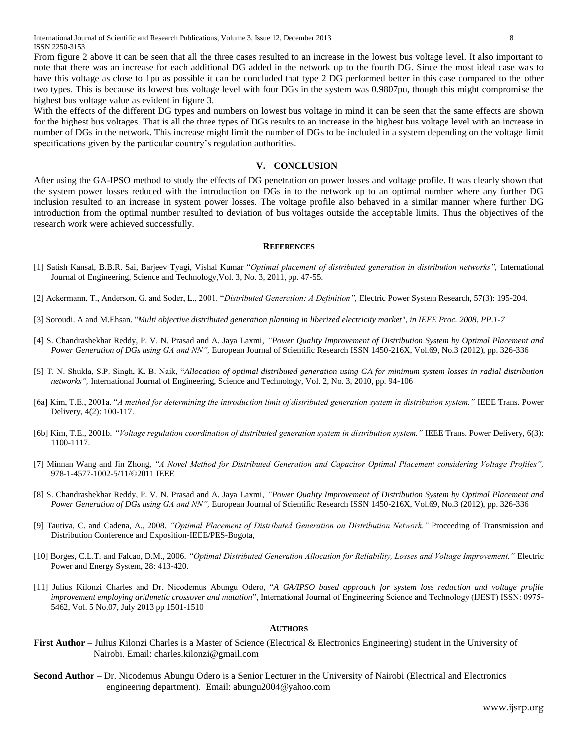From figure 2 above it can be seen that all the three cases resulted to an increase in the lowest bus voltage level. It also important to note that there was an increase for each additional DG added in the network up to the fourth DG. Since the most ideal case was to have this voltage as close to 1pu as possible it can be concluded that type 2 DG performed better in this case compared to the other two types. This is because its lowest bus voltage level with four DGs in the system was 0.9807pu, though this might compromise the highest bus voltage value as evident in figure 3.

With the effects of the different DG types and numbers on lowest bus voltage in mind it can be seen that the same effects are shown for the highest bus voltages. That is all the three types of DGs results to an increase in the highest bus voltage level with an increase in number of DGs in the network. This increase might limit the number of DGs to be included in a system depending on the voltage limit specifications given by the particular country's regulation authorities.

## V. CONCLUSION

After using the GA-IPSO method to study the effects of DG penetration on power losses and voltage profile. It was clearly shown that the system power losses reduced with the introduction on DGs in to the network up to an optimal number where any further DG inclusion resulted to an increase in system power losses. The voltage profile also behaved in a similar manner where further DG introduction from the optimal number resulted to deviation of bus voltages outside the acceptable limits. Thus the objectives of the research work were achieved successfully.

## REFERENCES

[1] Satish Kansal, B.B.R. Sai, Barjeev Tyagi, Vishal Kumar "*Optimal placement of distributed generation in distribution networks",* International Journal of Engineering, Science and Technology,Vol. 3, No. 3, 2011, pp. 47-55.

[2] Ackermann, T., Anderson, G. and Soder, L., 2001. "*Distributed Generation: A Definition",* Electric Power System Research, 57(3): 195-204.

[3] Soroudi. A and M.Ehsan. "*Multi objective distributed generation planning in liberized electricity market", in IEEE Proc. 2008, PP.1-7*

[4] S. Chandrashekhar Reddy, P. V. N. Prasad and A. Jaya Laxmi, *"Power Quality Improvement of Distribution System by Optimal Placement and Power Generation of DGs using GA and NN",* European Journal of Scientific Research ISSN 1450-216X, Vol.69, No.3 (2012), pp. 326-336

[5] T. N. Shukla, S.P. Singh, K. B. Naik, "*Allocation of optimal distributed generation using GA for minimum system losses in radial distribution networks",* International Journal of Engineering, Science and Technology, Vol. 2, No. 3, 2010, pp. 94-106

[6a] Kim, T.E., 2001a. "*A method for determining the introduction limit of distributed generation system in distribution system."* IEEE Trans. Power Delivery, 4(2): 100-117.

[6b] Kim, T.E., 2001b. *"Voltage regulation coordination of distributed generation system in distribution system."* IEEE Trans. Power Delivery, 6(3): 1100-1117.

[7] Minnan Wang and Jin Zhong, *"A Novel Method for Distributed Generation and Capacitor Optimal Placement considering Voltage Profiles",* 978-1-4577-1002-5/11/©2011 IEEE

[8] S. Chandrashekhar Reddy, P. V. N. Prasad and A. Jaya Laxmi, *"Power Quality Improvement of Distribution System by Optimal Placement and Power Generation of DGs using GA and NN",* European Journal of Scientific Research ISSN 1450-216X, Vol.69, No.3 (2012), pp. 326-336

[9] Tautiva, C. and Cadena, A., 2008. *"Optimal Placement of Distributed Generation on Distribution Network."* Proceeding of Transmission and Distribution Conference and Exposition-IEEE/PES-Bogota,

[10] Borges, C.L.T. and Falcao, D.M., 2006. *"Optimal Distributed Generation Allocation for Reliability, Losses and Voltage Improvement."* Electric Power and Energy System, 28: 413-420.

[11] Julius Kilonzi Charles and Dr. Nicodemus Abungu Odero, "*A GA/IPSO based approach for system loss reduction and voltage profile improvement employing arithmetic crossover and mutation*", International Journal of Engineering Science and Technology (IJEST) ISSN: 0975-5462, Vol. 5 No.07, July 2013 pp 1501-1510

## AUTHORS

**First Author** – Julius Kilonzi Charles is a Master of Science (Electrical & Electronics Engineering) student in the University of Nairobi. Email: charles.kilonzi@gmail.com

**Second Author** – Dr. Nicodemus Abungu Odero is a Senior Lecturer in the University of Nairobi (Electrical and Electronics engineering department). Email: abungu2004@yahoo.com